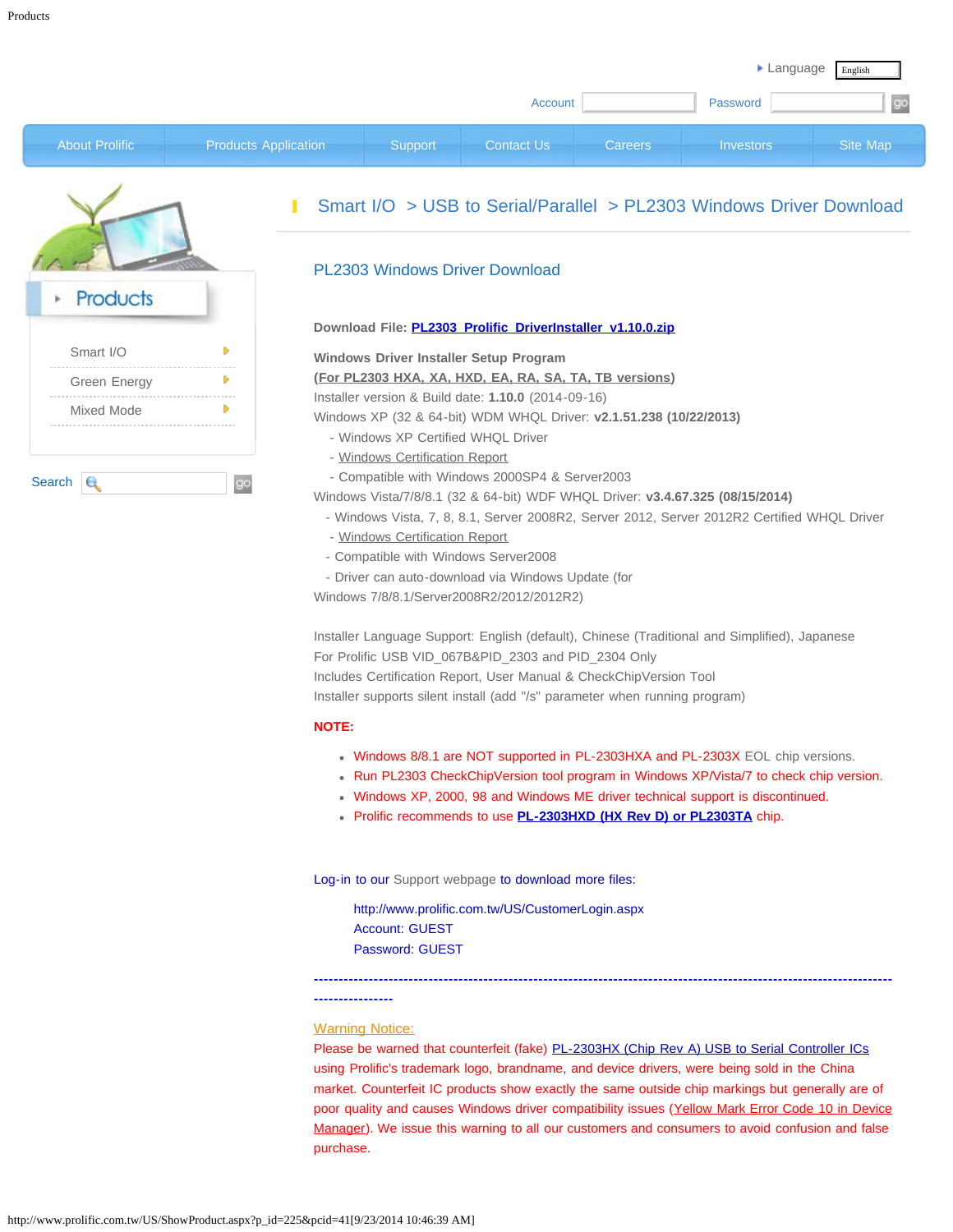Language English

Account Password go

About Prolific | Products Application | Support | Contact Us | Careers | Investors | Site Map

Products

- Smart I/O
- Green Energy
- Mixed Mode

Search go

## Smart I/O > USB to Serial/Parallel > PL2303 Windows Driver Download

### PL2303 Windows Driver Download

**Download File: PL2303_Prolific_DriverInstaller_v1.10.0.zip**

**Windows Driver Installer Setup Program**
**(For PL2303 HXA, XA, HXD, EA, RA, SA, TA, TB versions)**
Installer version & Build date: **1.10.0** (2014-09-16)
Windows XP (32 & 64-bit) WDM WHQL Driver: **v2.1.51.238 (10/22/2013)**
- Windows XP Certified WHQL Driver
- Windows Certification Report
- Compatible with Windows 2000SP4 & Server2003

Windows Vista/7/8/8.1 (32 & 64-bit) WDF WHQL Driver: **v3.4.67.325 (08/15/2014)**
- Windows Vista, 7, 8, 8.1, Server 2008R2, Server 2012, Server 2012R2 Certified WHQL Driver
- Windows Certification Report
- Compatible with Windows Server2008
- Driver can auto-download via Windows Update (for Windows 7/8/8.1/Server2008R2/2012/2012R2)

Installer Language Support: English (default), Chinese (Traditional and Simplified), Japanese
For Prolific USB VID_067B&PID_2303 and PID_2304 Only
Includes Certification Report, User Manual & CheckChipVersion Tool
Installer supports silent install (add "/s" parameter when running program)

**NOTE:**

- Windows 8/8.1 are NOT supported in PL-2303HXA and PL-2303X EOL chip versions.
- Run PL2303 CheckChipVersion tool program in Windows XP/Vista/7 to check chip version.
- Windows XP, 2000, 98 and Windows ME driver technical support is discontinued.
- Prolific recommends to use **PL-2303HXD (HX Rev D) or PL2303TA** chip.

Log-in to our Support webpage to download more files:

http://www.prolific.com.tw/US/CustomerLogin.aspx
Account: GUEST
Password: GUEST

---

Warning Notice:
Please be warned that counterfeit (fake) PL-2303HX (Chip Rev A) USB to Serial Controller ICs using Prolific's trademark logo, brandname, and device drivers, were being sold in the China market. Counterfeit IC products show exactly the same outside chip markings but generally are of poor quality and causes Windows driver compatibility issues (Yellow Mark Error Code 10 in Device Manager). We issue this warning to all our customers and consumers to avoid confusion and false purchase.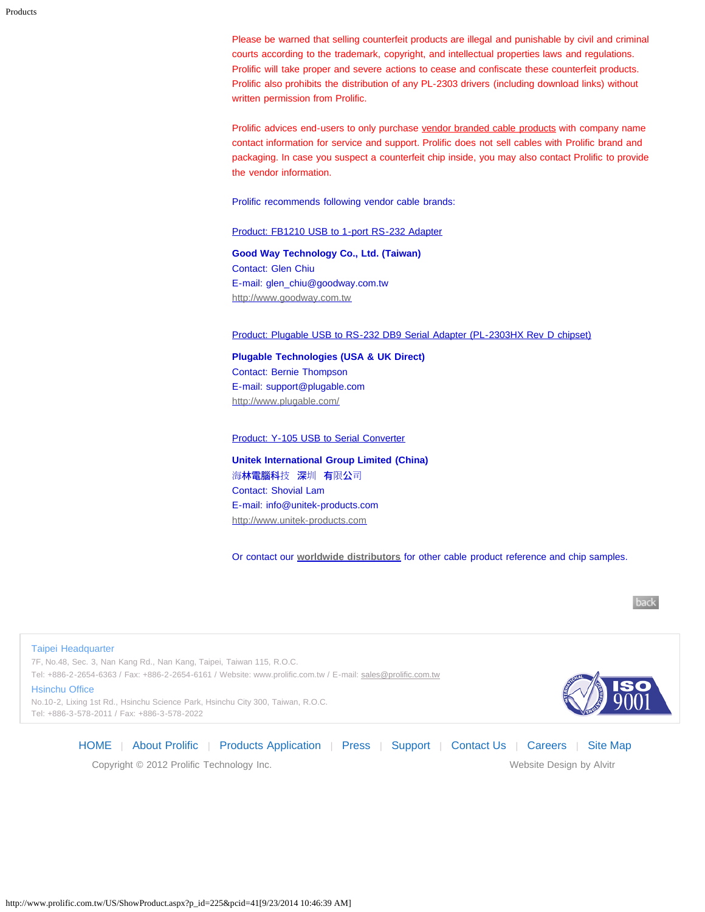Please be warned that selling counterfeit products are illegal and punishable by civil and criminal courts according to the trademark, copyright, and intellectual properties laws and regulations. Prolific will take proper and severe actions to cease and confiscate these counterfeit products. Prolific also prohibits the distribution of any PL-2303 drivers (including download links) without written permission from Prolific.

Prolific advices end-users to only purchase vendor branded cable products with company name contact information for service and support. Prolific does not sell cables with Prolific brand and packaging. In case you suspect a counterfeit chip inside, you may also contact Prolific to provide the vendor information.

Prolific recommends following vendor cable brands:

Product: FB1210 USB to 1-port RS-232 Adapter

**Good Way Technology Co., Ltd. (Taiwan)**
Contact: Glen Chiu
E-mail: glen_chiu@goodway.com.tw
http://www.goodway.com.tw

Product: Plugable USB to RS-232 DB9 Serial Adapter (PL-2303HX Rev D chipset)

**Plugable Technologies (USA & UK Direct)**
Contact: Bernie Thompson
E-mail: support@plugable.com
http://www.plugable.com/

Product: Y-105 USB to Serial Converter

**Unitek International Group Limited (China)**
海林電腦科技 深圳 有限公司
Contact: Shovial Lam
E-mail: info@unitek-products.com
http://www.unitek-products.com

Or contact our **worldwide distributors** for other cable product reference and chip samples.

back

Taipei Headquarter
7F, No.48, Sec. 3, Nan Kang Rd., Nan Kang, Taipei, Taiwan 115, R.O.C.
Tel: +886-2-2654-6363 / Fax: +886-2-2654-6161 / Website: www.prolific.com.tw / E-mail: sales@prolific.com.tw

Hsinchu Office
No.10-2, Lixing 1st Rd., Hsinchu Science Park, Hsinchu City 300, Taiwan, R.O.C.
Tel: +886-3-578-2011 / Fax: +886-3-578-2022

ISO 9001

HOME | About Prolific | Products Application | Press | Support | Contact Us | Careers | Site Map

Copyright © 2012 Prolific Technology Inc.

Website Design by Alvitr